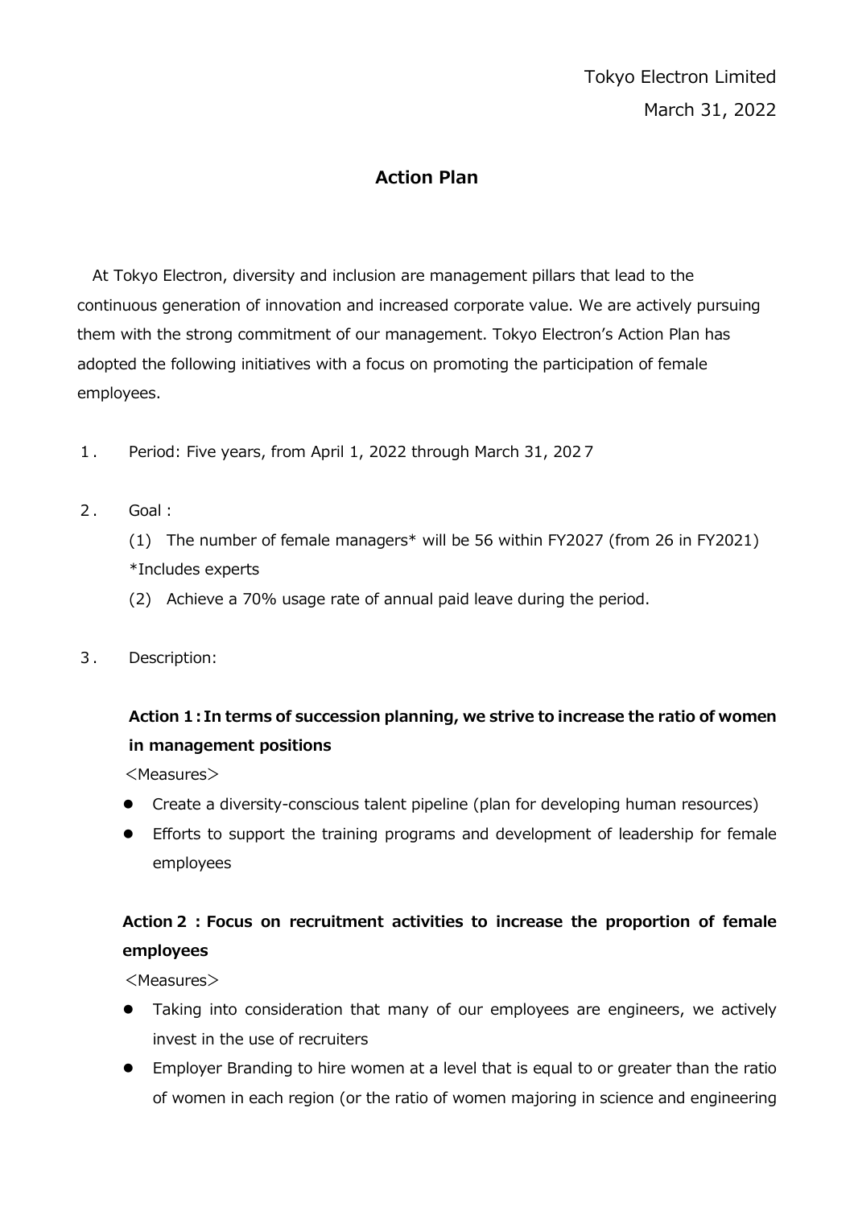Tokyo Electron Limited

March 31, 2022

# Action Plan

At Tokyo Electron, diversity and inclusion are management pillars that lead to the continuous generation of innovation and increased corporate value. We are actively pursuing them with the strong commitment of our management. Tokyo Electron's Action Plan has adopted the following initiatives with a focus on promoting the participation of female employees.

1. Period: Five years, from April 1, 2022 through March 31, 2027

2. Goal :

   (1) The number of female managers* will be 56 within FY2027 (from 26 in FY2021)
   *Includes experts

   (2) Achieve a 70% usage rate of annual paid leave during the period.

3. Description:

**Action 1 : In terms of succession planning, we strive to increase the ratio of women in management positions**

<Measures>

- Create a diversity-conscious talent pipeline (plan for developing human resources)
- Efforts to support the training programs and development of leadership for female employees

**Action 2 : Focus on recruitment activities to increase the proportion of female employees**

<Measures>

- Taking into consideration that many of our employees are engineers, we actively invest in the use of recruiters
- Employer Branding to hire women at a level that is equal to or greater than the ratio of women in each region (or the ratio of women majoring in science and engineering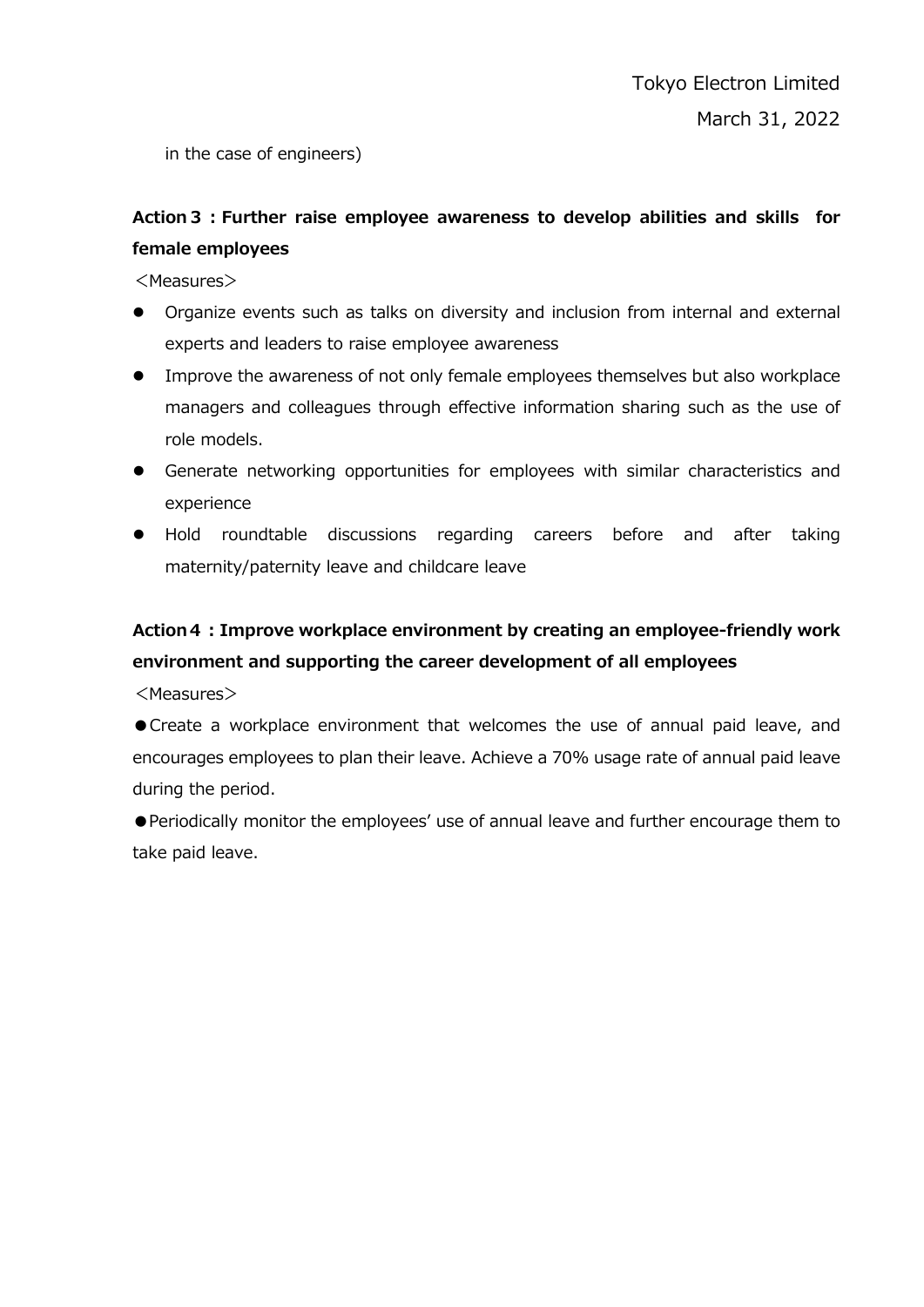in the case of engineers)

**Action 3 : Further raise employee awareness to develop abilities and skills for female employees**

<Measures>

- Organize events such as talks on diversity and inclusion from internal and external experts and leaders to raise employee awareness
- Improve the awareness of not only female employees themselves but also workplace managers and colleagues through effective information sharing such as the use of role models.
- Generate networking opportunities for employees with similar characteristics and experience
- Hold roundtable discussions regarding careers before and after taking maternity/paternity leave and childcare leave

**Action 4 : Improve workplace environment by creating an employee-friendly work environment and supporting the career development of all employees**

<Measures>

●Create a workplace environment that welcomes the use of annual paid leave, and encourages employees to plan their leave. Achieve a 70% usage rate of annual paid leave during the period.

●Periodically monitor the employees' use of annual leave and further encourage them to take paid leave.